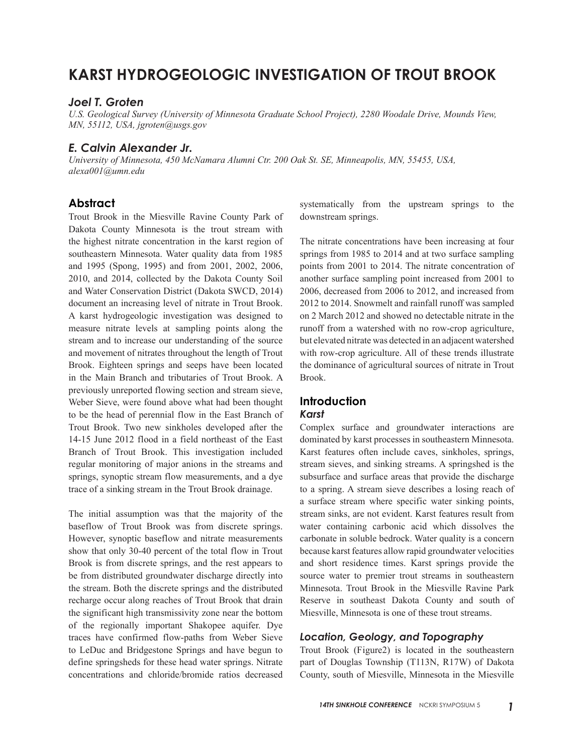# KARST HYDROGEOLOGIC INVESTIGATION OF TROUT BROOK

### *Joel T. Groten*

*U.S. Geological Survey (University of Minnesota Graduate School Project), 2280 Woodale Drive, Mounds View, MN, 55112, USA, jgroten@usgs.gov*

### *E. Calvin Alexander Jr.*

*University of Minnesota, 450 McNamara Alumni Ctr. 200 Oak St. SE, Minneapolis, MN, 55455, USA, alexa001@umn.edu*

## Abstract

Trout Brook in the Miesville Ravine County Park of Dakota County Minnesota is the trout stream with the highest nitrate concentration in the karst region of southeastern Minnesota. Water quality data from 1985 and 1995 (Spong, 1995) and from 2001, 2002, 2006, 2010, and 2014, collected by the Dakota County Soil and Water Conservation District (Dakota SWCD, 2014) document an increasing level of nitrate in Trout Brook. A karst hydrogeologic investigation was designed to measure nitrate levels at sampling points along the stream and to increase our understanding of the source and movement of nitrates throughout the length of Trout Brook. Eighteen springs and seeps have been located in the Main Branch and tributaries of Trout Brook. A previously unreported flowing section and stream sieve, Weber Sieve, were found above what had been thought to be the head of perennial flow in the East Branch of Trout Brook. Two new sinkholes developed after the 14-15 June 2012 flood in a field northeast of the East Branch of Trout Brook. This investigation included regular monitoring of major anions in the streams and springs, synoptic stream flow measurements, and a dye trace of a sinking stream in the Trout Brook drainage.

The initial assumption was that the majority of the baseflow of Trout Brook was from discrete springs. However, synoptic baseflow and nitrate measurements show that only 30-40 percent of the total flow in Trout Brook is from discrete springs, and the rest appears to be from distributed groundwater discharge directly into the stream. Both the discrete springs and the distributed recharge occur along reaches of Trout Brook that drain the significant high transmissivity zone near the bottom of the regionally important Shakopee aquifer. Dye traces have confirmed flow-paths from Weber Sieve to LeDuc and Bridgestone Springs and have begun to define springsheds for these head water springs. Nitrate concentrations and chloride/bromide ratios decreased systematically from the upstream springs to the downstream springs.

The nitrate concentrations have been increasing at four springs from 1985 to 2014 and at two surface sampling points from 2001 to 2014. The nitrate concentration of another surface sampling point increased from 2001 to 2006, decreased from 2006 to 2012, and increased from 2012 to 2014. Snowmelt and rainfall runoff was sampled on 2 March 2012 and showed no detectable nitrate in the runoff from a watershed with no row-crop agriculture, but elevated nitrate was detected in an adjacent watershed with row-crop agriculture. All of these trends illustrate the dominance of agricultural sources of nitrate in Trout Brook.

## Introduction

### *Karst*

Complex surface and groundwater interactions are dominated by karst processes in southeastern Minnesota. Karst features often include caves, sinkholes, springs, stream sieves, and sinking streams. A springshed is the subsurface and surface areas that provide the discharge to a spring. A stream sieve describes a losing reach of a surface stream where specific water sinking points, stream sinks, are not evident. Karst features result from water containing carbonic acid which dissolves the carbonate in soluble bedrock. Water quality is a concern because karst features allow rapid groundwater velocities and short residence times. Karst springs provide the source water to premier trout streams in southeastern Minnesota. Trout Brook in the Miesville Ravine Park Reserve in southeast Dakota County and south of Miesville, Minnesota is one of these trout streams.

### *Location, Geology, and Topography*

Trout Brook (Figure2) is located in the southeastern part of Douglas Township (T113N, R17W) of Dakota County, south of Miesville, Minnesota in the Miesville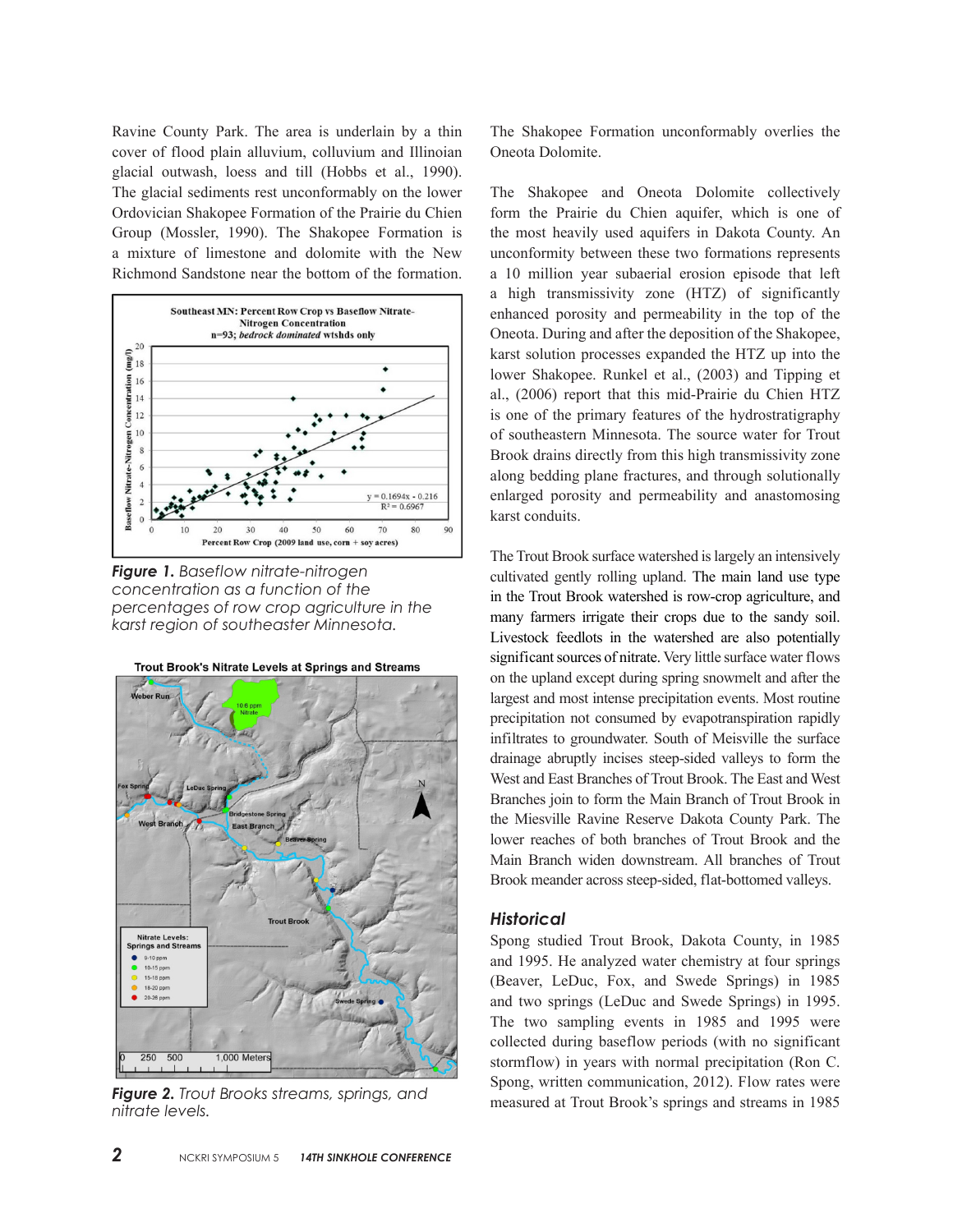Ravine County Park. The area is underlain by a thin cover of flood plain alluvium, colluvium and Illinoian glacial outwash, loess and till (Hobbs et al., 1990). The glacial sediments rest unconformably on the lower Ordovician Shakopee Formation of the Prairie du Chien Group (Mossler, 1990). The Shakopee Formation is a mixture of limestone and dolomite with the New Richmond Sandstone near the bottom of the formation.

***Figure 1.*** *Baseflow nitrate-nitrogen concentration as a function of the percentages of row crop agriculture in the karst region of southeaster Minnesota.*

***Figure 2.*** *Trout Brooks streams, springs, and nitrate levels.*

The Shakopee Formation unconformably overlies the Oneota Dolomite.

The Shakopee and Oneota Dolomite collectively form the Prairie du Chien aquifer, which is one of the most heavily used aquifers in Dakota County. An unconformity between these two formations represents a 10 million year subaerial erosion episode that left a high transmissivity zone (HTZ) of significantly enhanced porosity and permeability in the top of the Oneota. During and after the deposition of the Shakopee, karst solution processes expanded the HTZ up into the lower Shakopee. Runkel et al., (2003) and Tipping et al., (2006) report that this mid-Prairie du Chien HTZ is one of the primary features of the hydrostratigraphy of southeastern Minnesota. The source water for Trout Brook drains directly from this high transmissivity zone along bedding plane fractures, and through solutionally enlarged porosity and permeability and anastomosing karst conduits.

The Trout Brook surface watershed is largely an intensively cultivated gently rolling upland. The main land use type in the Trout Brook watershed is row-crop agriculture, and many farmers irrigate their crops due to the sandy soil. Livestock feedlots in the watershed are also potentially significant sources of nitrate. Very little surface water flows on the upland except during spring snowmelt and after the largest and most intense precipitation events. Most routine precipitation not consumed by evapotranspiration rapidly infiltrates to groundwater. South of Meisville the surface drainage abruptly incises steep-sided valleys to form the West and East Branches of Trout Brook. The East and West Branches join to form the Main Branch of Trout Brook in the Miesville Ravine Reserve Dakota County Park. The lower reaches of both branches of Trout Brook and the Main Branch widen downstream. All branches of Trout Brook meander across steep-sided, flat-bottomed valleys.

### *Historical*

Spong studied Trout Brook, Dakota County, in 1985 and 1995. He analyzed water chemistry at four springs (Beaver, LeDuc, Fox, and Swede Springs) in 1985 and two springs (LeDuc and Swede Springs) in 1995. The two sampling events in 1985 and 1995 were collected during baseflow periods (with no significant stormflow) in years with normal precipitation (Ron C. Spong, written communication, 2012). Flow rates were measured at Trout Brook's springs and streams in 1985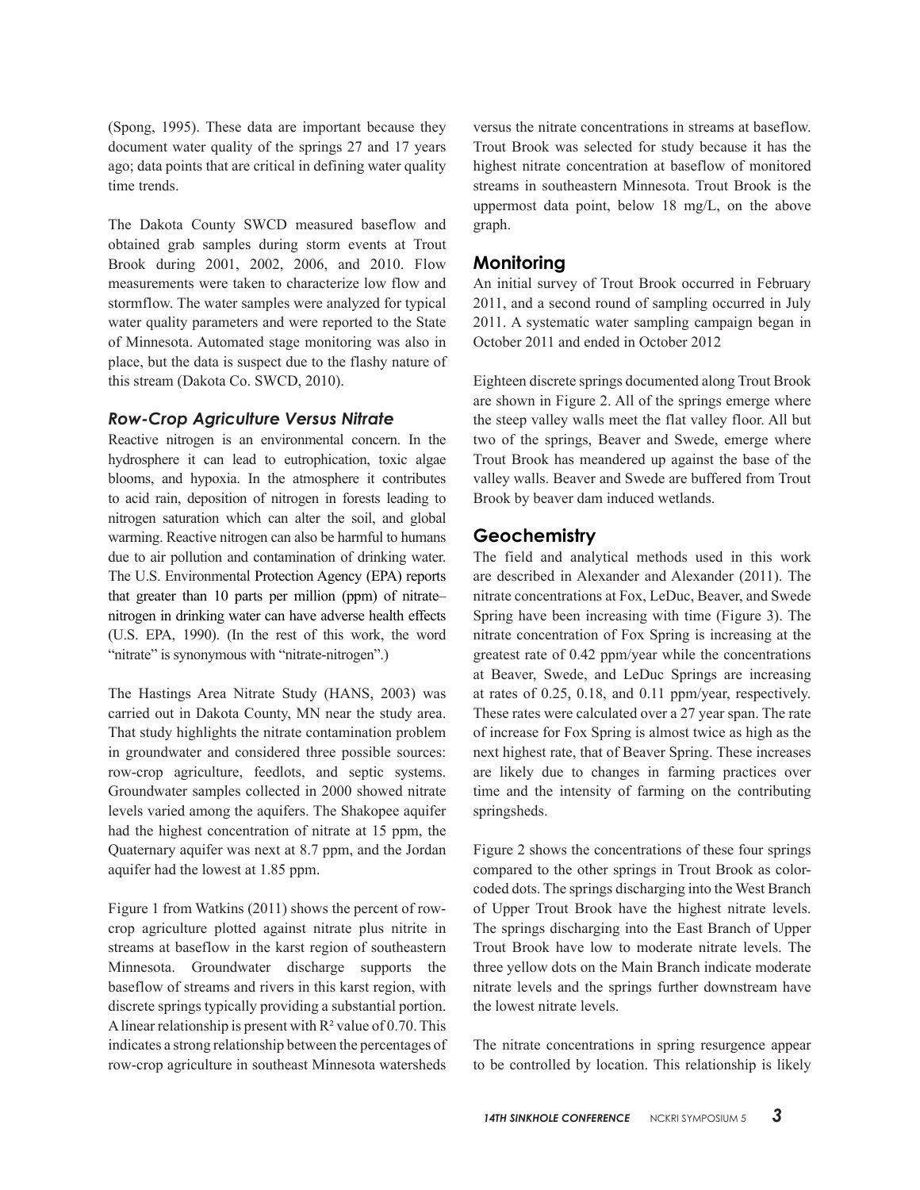(Spong, 1995). These data are important because they document water quality of the springs 27 and 17 years ago; data points that are critical in defining water quality time trends.

The Dakota County SWCD measured baseflow and obtained grab samples during storm events at Trout Brook during 2001, 2002, 2006, and 2010. Flow measurements were taken to characterize low flow and stormflow. The water samples were analyzed for typical water quality parameters and were reported to the State of Minnesota. Automated stage monitoring was also in place, but the data is suspect due to the flashy nature of this stream (Dakota Co. SWCD, 2010).

### *Row-Crop Agriculture Versus Nitrate*

Reactive nitrogen is an environmental concern. In the hydrosphere it can lead to eutrophication, toxic algae blooms, and hypoxia. In the atmosphere it contributes to acid rain, deposition of nitrogen in forests leading to nitrogen saturation which can alter the soil, and global warming. Reactive nitrogen can also be harmful to humans due to air pollution and contamination of drinking water. The U.S. Environmental Protection Agency (EPA) reports that greater than 10 parts per million (ppm) of nitrate–nitrogen in drinking water can have adverse health effects (U.S. EPA, 1990). (In the rest of this work, the word "nitrate" is synonymous with "nitrate-nitrogen".)

The Hastings Area Nitrate Study (HANS, 2003) was carried out in Dakota County, MN near the study area. That study highlights the nitrate contamination problem in groundwater and considered three possible sources: row-crop agriculture, feedlots, and septic systems. Groundwater samples collected in 2000 showed nitrate levels varied among the aquifers. The Shakopee aquifer had the highest concentration of nitrate at 15 ppm, the Quaternary aquifer was next at 8.7 ppm, and the Jordan aquifer had the lowest at 1.85 ppm.

Figure 1 from Watkins (2011) shows the percent of row-crop agriculture plotted against nitrate plus nitrite in streams at baseflow in the karst region of southeastern Minnesota. Groundwater discharge supports the baseflow of streams and rivers in this karst region, with discrete springs typically providing a substantial portion. A linear relationship is present with $R^2$ value of 0.70. This indicates a strong relationship between the percentages of row-crop agriculture in southeast Minnesota watersheds versus the nitrate concentrations in streams at baseflow. Trout Brook was selected for study because it has the highest nitrate concentration at baseflow of monitored streams in southeastern Minnesota. Trout Brook is the uppermost data point, below 18 mg/L, on the above graph.

## Monitoring

An initial survey of Trout Brook occurred in February 2011, and a second round of sampling occurred in July 2011. A systematic water sampling campaign began in October 2011 and ended in October 2012

Eighteen discrete springs documented along Trout Brook are shown in Figure 2. All of the springs emerge where the steep valley walls meet the flat valley floor. All but two of the springs, Beaver and Swede, emerge where Trout Brook has meandered up against the base of the valley walls. Beaver and Swede are buffered from Trout Brook by beaver dam induced wetlands.

## Geochemistry

The field and analytical methods used in this work are described in Alexander and Alexander (2011). The nitrate concentrations at Fox, LeDuc, Beaver, and Swede Spring have been increasing with time (Figure 3). The nitrate concentration of Fox Spring is increasing at the greatest rate of 0.42 ppm/year while the concentrations at Beaver, Swede, and LeDuc Springs are increasing at rates of 0.25, 0.18, and 0.11 ppm/year, respectively. These rates were calculated over a 27 year span. The rate of increase for Fox Spring is almost twice as high as the next highest rate, that of Beaver Spring. These increases are likely due to changes in farming practices over time and the intensity of farming on the contributing springsheds.

Figure 2 shows the concentrations of these four springs compared to the other springs in Trout Brook as color-coded dots. The springs discharging into the West Branch of Upper Trout Brook have the highest nitrate levels. The springs discharging into the East Branch of Upper Trout Brook have low to moderate nitrate levels. The three yellow dots on the Main Branch indicate moderate nitrate levels and the springs further downstream have the lowest nitrate levels.

The nitrate concentrations in spring resurgence appear to be controlled by location. This relationship is likely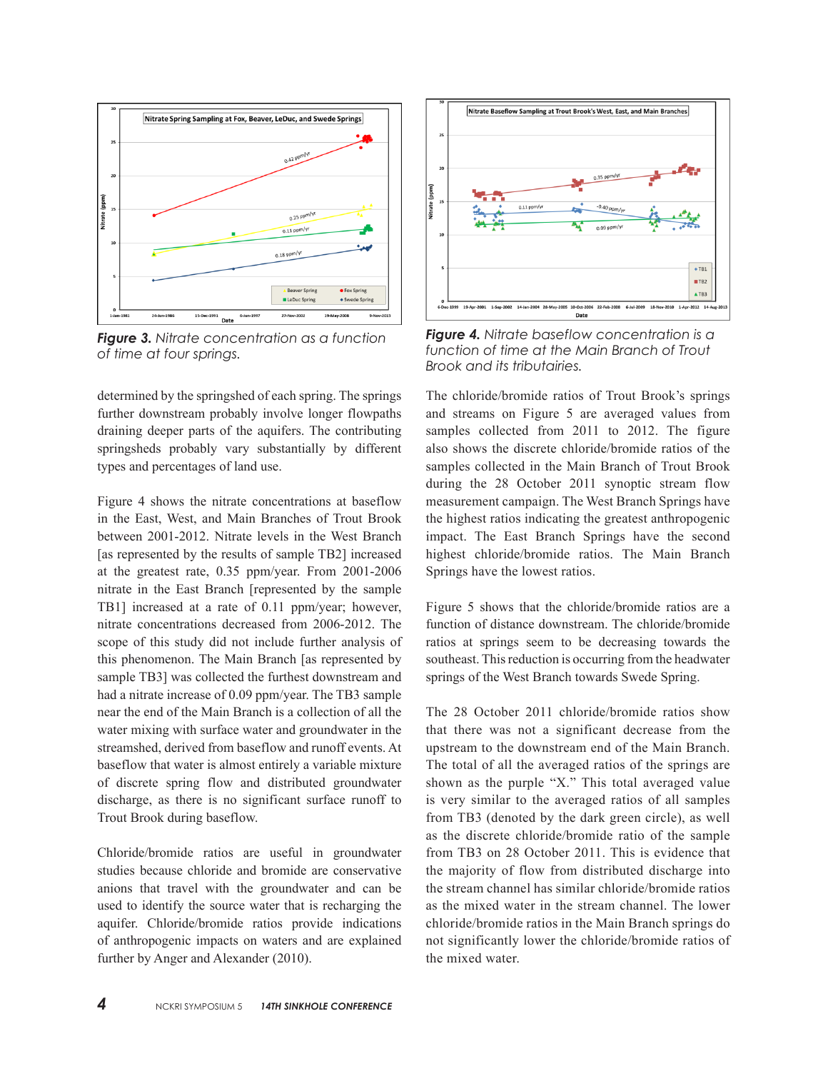*Figure 3.* *Nitrate concentration as a function of time at four springs.*

*Figure 4.* *Nitrate baseflow concentration is a function of time at the Main Branch of Trout Brook and its tributaires.*

determined by the springshed of each spring. The springs further downstream probably involve longer flowpaths draining deeper parts of the aquifers. The contributing springsheds probably vary substantially by different types and percentages of land use.

Figure 4 shows the nitrate concentrations at baseflow in the East, West, and Main Branches of Trout Brook between 2001-2012. Nitrate levels in the West Branch [as represented by the results of sample TB2] increased at the greatest rate, 0.35 ppm/year. From 2001-2006 nitrate in the East Branch [represented by the sample TB1] increased at a rate of 0.11 ppm/year; however, nitrate concentrations decreased from 2006-2012. The scope of this study did not include further analysis of this phenomenon. The Main Branch [as represented by sample TB3] was collected the furthest downstream and had a nitrate increase of 0.09 ppm/year. The TB3 sample near the end of the Main Branch is a collection of all the water mixing with surface water and groundwater in the streamshed, derived from baseflow and runoff events. At baseflow that water is almost entirely a variable mixture of discrete spring flow and distributed groundwater discharge, as there is no significant surface runoff to Trout Brook during baseflow.

Chloride/bromide ratios are useful in groundwater studies because chloride and bromide are conservative anions that travel with the groundwater and can be used to identify the source water that is recharging the aquifer. Chloride/bromide ratios provide indications of anthropogenic impacts on waters and are explained further by Anger and Alexander (2010).

The chloride/bromide ratios of Trout Brook's springs and streams on Figure 5 are averaged values from samples collected from 2011 to 2012. The figure also shows the discrete chloride/bromide ratios of the samples collected in the Main Branch of Trout Brook during the 28 October 2011 synoptic stream flow measurement campaign. The West Branch Springs have the highest ratios indicating the greatest anthropogenic impact. The East Branch Springs have the second highest chloride/bromide ratios. The Main Branch Springs have the lowest ratios.

Figure 5 shows that the chloride/bromide ratios are a function of distance downstream. The chloride/bromide ratios at springs seem to be decreasing towards the southeast. This reduction is occurring from the headwater springs of the West Branch towards Swede Spring.

The 28 October 2011 chloride/bromide ratios show that there was not a significant decrease from the upstream to the downstream end of the Main Branch. The total of all the averaged ratios of the springs are shown as the purple "X." This total averaged value is very similar to the averaged ratios of all samples from TB3 (denoted by the dark green circle), as well as the discrete chloride/bromide ratio of the sample from TB3 on 28 October 2011. This is evidence that the majority of flow from distributed discharge into the stream channel has similar chloride/bromide ratios as the mixed water in the stream channel. The lower chloride/bromide ratios in the Main Branch springs do not significantly lower the chloride/bromide ratios of the mixed water.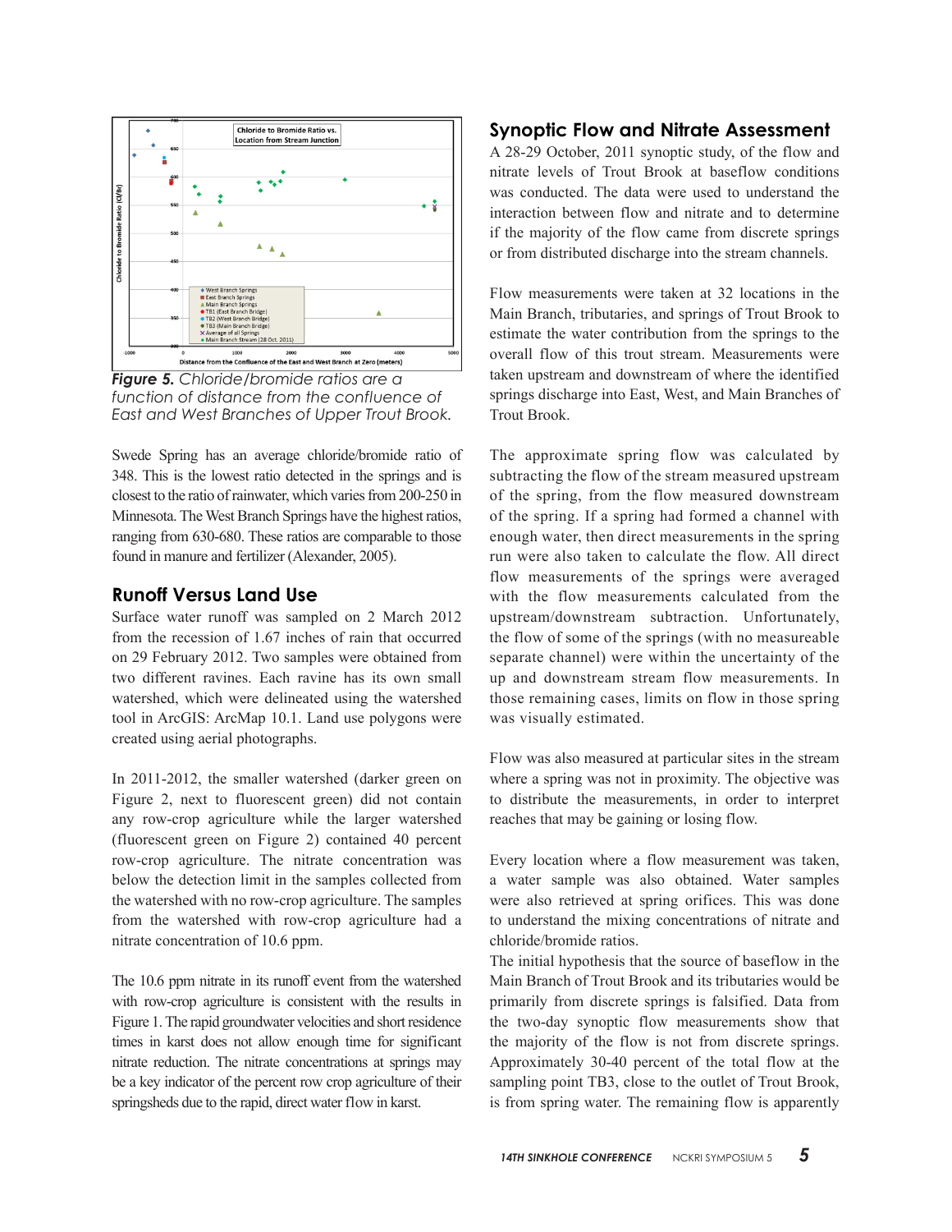*Figure 5. Chloride/bromide ratios are a function of distance from the confluence of East and West Branches of Upper Trout Brook.*

Swede Spring has an average chloride/bromide ratio of 348. This is the lowest ratio detected in the springs and is closest to the ratio of rainwater, which varies from 200-250 in Minnesota. The West Branch Springs have the highest ratios, ranging from 630-680. These ratios are comparable to those found in manure and fertilizer (Alexander, 2005).

## Runoff Versus Land Use

Surface water runoff was sampled on 2 March 2012 from the recession of 1.67 inches of rain that occurred on 29 February 2012. Two samples were obtained from two different ravines. Each ravine has its own small watershed, which were delineated using the watershed tool in ArcGIS: ArcMap 10.1. Land use polygons were created using aerial photographs.

In 2011-2012, the smaller watershed (darker green on Figure 2, next to fluorescent green) did not contain any row-crop agriculture while the larger watershed (fluorescent green on Figure 2) contained 40 percent row-crop agriculture. The nitrate concentration was below the detection limit in the samples collected from the watershed with no row-crop agriculture. The samples from the watershed with row-crop agriculture had a nitrate concentration of 10.6 ppm.

The 10.6 ppm nitrate in its runoff event from the watershed with row-crop agriculture is consistent with the results in Figure 1. The rapid groundwater velocities and short residence times in karst does not allow enough time for significant nitrate reduction. The nitrate concentrations at springs may be a key indicator of the percent row crop agriculture of their springsheds due to the rapid, direct water flow in karst.

## Synoptic Flow and Nitrate Assessment

A 28-29 October, 2011 synoptic study, of the flow and nitrate levels of Trout Brook at baseflow conditions was conducted. The data were used to understand the interaction between flow and nitrate and to determine if the majority of the flow came from discrete springs or from distributed discharge into the stream channels.

Flow measurements were taken at 32 locations in the Main Branch, tributaries, and springs of Trout Brook to estimate the water contribution from the springs to the overall flow of this trout stream. Measurements were taken upstream and downstream of where the identified springs discharge into East, West, and Main Branches of Trout Brook.

The approximate spring flow was calculated by subtracting the flow of the stream measured upstream of the spring, from the flow measured downstream of the spring. If a spring had formed a channel with enough water, then direct measurements in the spring run were also taken to calculate the flow. All direct flow measurements of the springs were averaged with the flow measurements calculated from the upstream/downstream subtraction. Unfortunately, the flow of some of the springs (with no measureable separate channel) were within the uncertainty of the up and downstream stream flow measurements. In those remaining cases, limits on flow in those spring was visually estimated.

Flow was also measured at particular sites in the stream where a spring was not in proximity. The objective was to distribute the measurements, in order to interpret reaches that may be gaining or losing flow.

Every location where a flow measurement was taken, a water sample was also obtained. Water samples were also retrieved at spring orifices. This was done to understand the mixing concentrations of nitrate and chloride/bromide ratios.

The initial hypothesis that the source of baseflow in the Main Branch of Trout Brook and its tributaries would be primarily from discrete springs is falsified. Data from the two-day synoptic flow measurements show that the majority of the flow is not from discrete springs. Approximately 30-40 percent of the total flow at the sampling point TB3, close to the outlet of Trout Brook, is from spring water. The remaining flow is apparently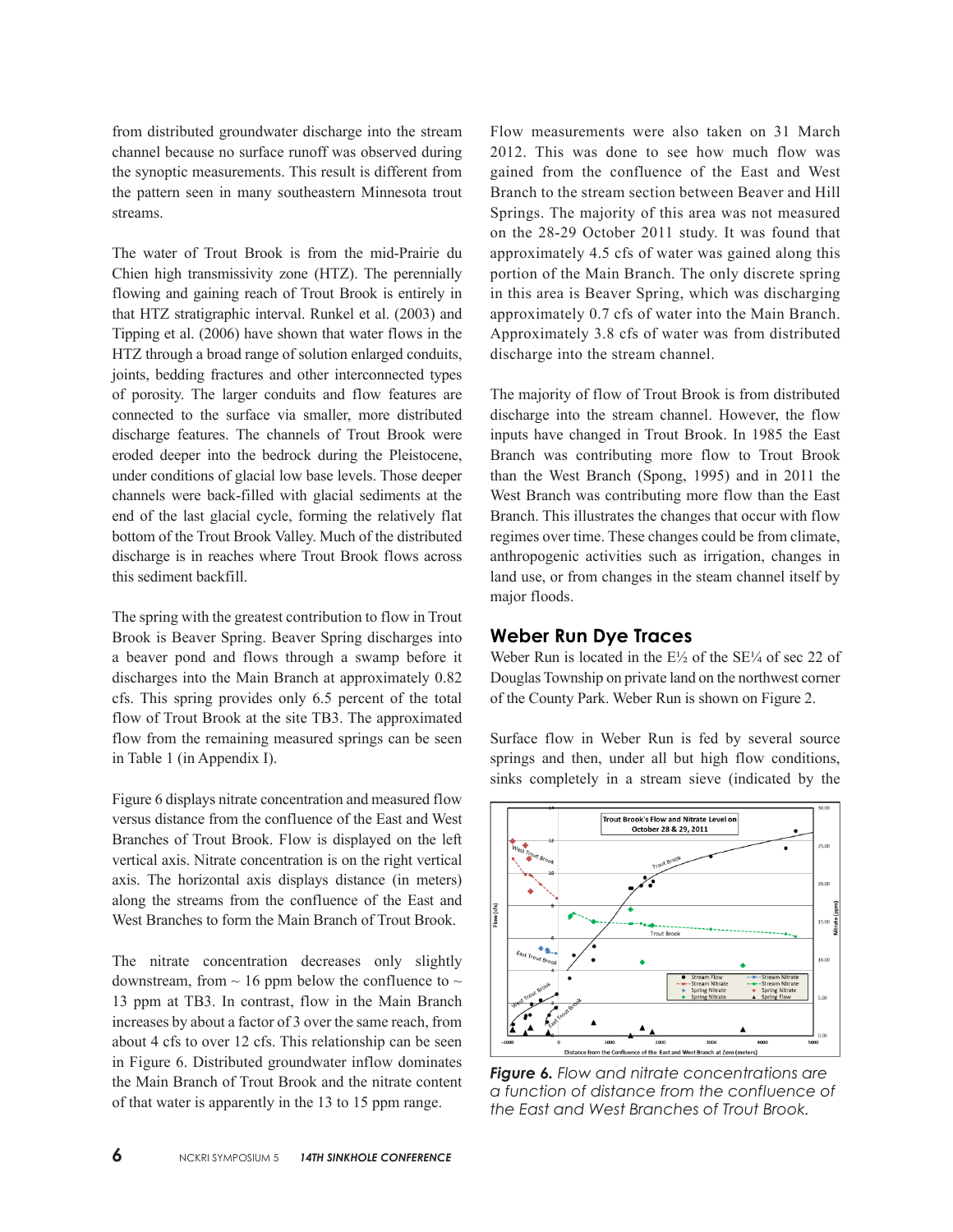from distributed groundwater discharge into the stream channel because no surface runoff was observed during the synoptic measurements. This result is different from the pattern seen in many southeastern Minnesota trout streams.

The water of Trout Brook is from the mid-Prairie du Chien high transmissivity zone (HTZ). The perennially flowing and gaining reach of Trout Brook is entirely in that HTZ stratigraphic interval. Runkel et al. (2003) and Tipping et al. (2006) have shown that water flows in the HTZ through a broad range of solution enlarged conduits, joints, bedding fractures and other interconnected types of porosity. The larger conduits and flow features are connected to the surface via smaller, more distributed discharge features. The channels of Trout Brook were eroded deeper into the bedrock during the Pleistocene, under conditions of glacial low base levels. Those deeper channels were back-filled with glacial sediments at the end of the last glacial cycle, forming the relatively flat bottom of the Trout Brook Valley. Much of the distributed discharge is in reaches where Trout Brook flows across this sediment backfill.

The spring with the greatest contribution to flow in Trout Brook is Beaver Spring. Beaver Spring discharges into a beaver pond and flows through a swamp before it discharges into the Main Branch at approximately 0.82 cfs. This spring provides only 6.5 percent of the total flow of Trout Brook at the site TB3. The approximated flow from the remaining measured springs can be seen in Table 1 (in Appendix I).

Figure 6 displays nitrate concentration and measured flow versus distance from the confluence of the East and West Branches of Trout Brook. Flow is displayed on the left vertical axis. Nitrate concentration is on the right vertical axis. The horizontal axis displays distance (in meters) along the streams from the confluence of the East and West Branches to form the Main Branch of Trout Brook.

The nitrate concentration decreases only slightly downstream, from ~ 16 ppm below the confluence to ~ 13 ppm at TB3. In contrast, flow in the Main Branch increases by about a factor of 3 over the same reach, from about 4 cfs to over 12 cfs. This relationship can be seen in Figure 6. Distributed groundwater inflow dominates the Main Branch of Trout Brook and the nitrate content of that water is apparently in the 13 to 15 ppm range.

Flow measurements were also taken on 31 March 2012. This was done to see how much flow was gained from the confluence of the East and West Branch to the stream section between Beaver and Hill Springs. The majority of this area was not measured on the 28-29 October 2011 study. It was found that approximately 4.5 cfs of water was gained along this portion of the Main Branch. The only discrete spring in this area is Beaver Spring, which was discharging approximately 0.7 cfs of water into the Main Branch. Approximately 3.8 cfs of water was from distributed discharge into the stream channel.

The majority of flow of Trout Brook is from distributed discharge into the stream channel. However, the flow inputs have changed in Trout Brook. In 1985 the East Branch was contributing more flow to Trout Brook than the West Branch (Spong, 1995) and in 2011 the West Branch was contributing more flow than the East Branch. This illustrates the changes that occur with flow regimes over time. These changes could be from climate, anthropogenic activities such as irrigation, changes in land use, or from changes in the steam channel itself by major floods.

## Weber Run Dye Traces

Weber Run is located in the E½ of the SE¼ of sec 22 of Douglas Township on private land on the northwest corner of the County Park. Weber Run is shown on Figure 2.

Surface flow in Weber Run is fed by several source springs and then, under all but high flow conditions, sinks completely in a stream sieve (indicated by the

***Figure 6.*** *Flow and nitrate concentrations are a function of distance from the confluence of the East and West Branches of Trout Brook.*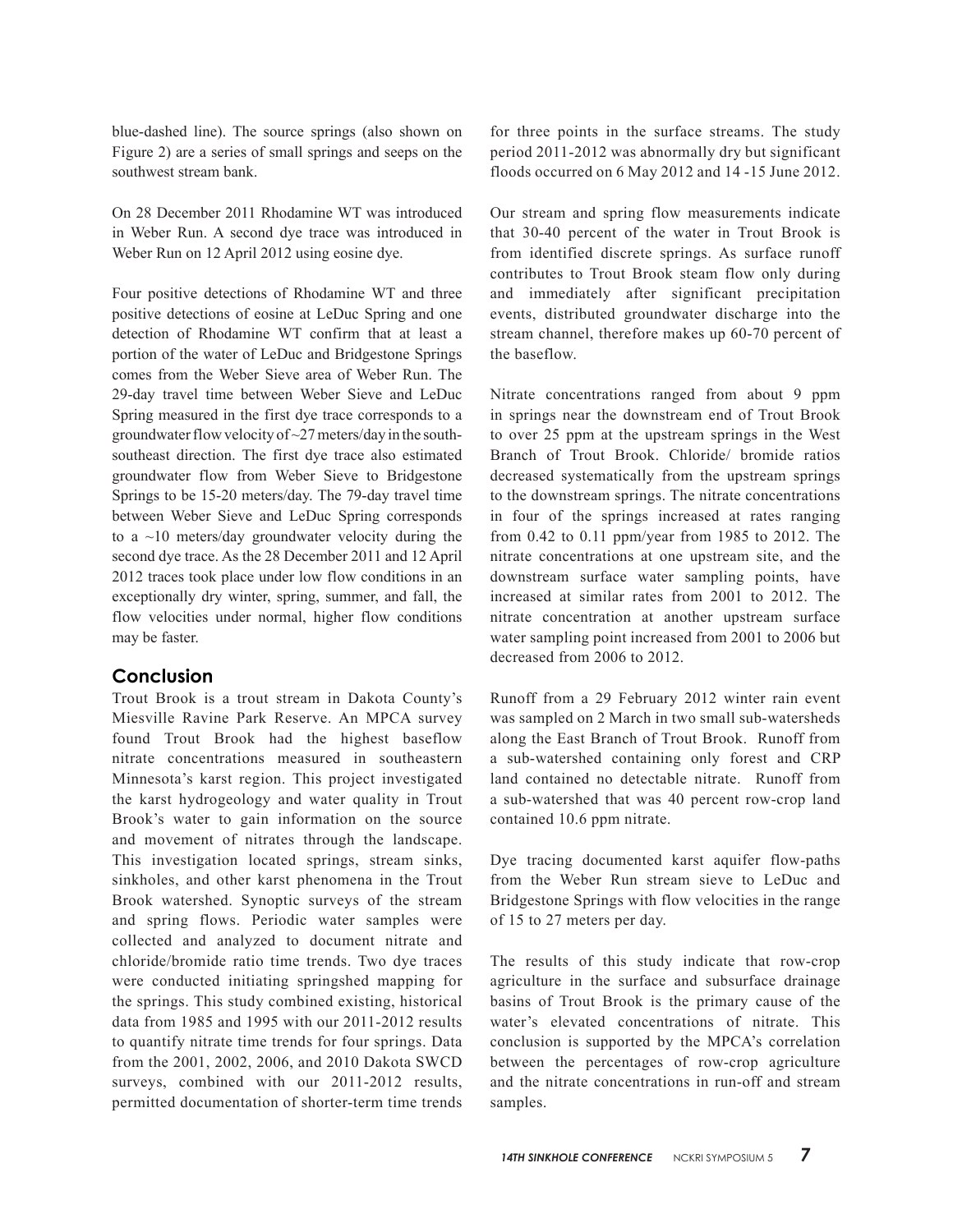blue-dashed line). The source springs (also shown on Figure 2) are a series of small springs and seeps on the southwest stream bank.

On 28 December 2011 Rhodamine WT was introduced in Weber Run. A second dye trace was introduced in Weber Run on 12 April 2012 using eosine dye.

Four positive detections of Rhodamine WT and three positive detections of eosine at LeDuc Spring and one detection of Rhodamine WT confirm that at least a portion of the water of LeDuc and Bridgestone Springs comes from the Weber Sieve area of Weber Run. The 29-day travel time between Weber Sieve and LeDuc Spring measured in the first dye trace corresponds to a groundwater flow velocity of ~27 meters/day in the south-southeast direction. The first dye trace also estimated groundwater flow from Weber Sieve to Bridgestone Springs to be 15-20 meters/day. The 79-day travel time between Weber Sieve and LeDuc Spring corresponds to a ~10 meters/day groundwater velocity during the second dye trace. As the 28 December 2011 and 12 April 2012 traces took place under low flow conditions in an exceptionally dry winter, spring, summer, and fall, the flow velocities under normal, higher flow conditions may be faster.

## Conclusion

Trout Brook is a trout stream in Dakota County's Miesville Ravine Park Reserve. An MPCA survey found Trout Brook had the highest baseflow nitrate concentrations measured in southeastern Minnesota's karst region. This project investigated the karst hydrogeology and water quality in Trout Brook's water to gain information on the source and movement of nitrates through the landscape. This investigation located springs, stream sinks, sinkholes, and other karst phenomena in the Trout Brook watershed. Synoptic surveys of the stream and spring flows. Periodic water samples were collected and analyzed to document nitrate and chloride/bromide ratio time trends. Two dye traces were conducted initiating springshed mapping for the springs. This study combined existing, historical data from 1985 and 1995 with our 2011-2012 results to quantify nitrate time trends for four springs. Data from the 2001, 2002, 2006, and 2010 Dakota SWCD surveys, combined with our 2011-2012 results, permitted documentation of shorter-term time trends for three points in the surface streams. The study period 2011-2012 was abnormally dry but significant floods occurred on 6 May 2012 and 14 -15 June 2012.

Our stream and spring flow measurements indicate that 30-40 percent of the water in Trout Brook is from identified discrete springs. As surface runoff contributes to Trout Brook steam flow only during and immediately after significant precipitation events, distributed groundwater discharge into the stream channel, therefore makes up 60-70 percent of the baseflow.

Nitrate concentrations ranged from about 9 ppm in springs near the downstream end of Trout Brook to over 25 ppm at the upstream springs in the West Branch of Trout Brook. Chloride/ bromide ratios decreased systematically from the upstream springs to the downstream springs. The nitrate concentrations in four of the springs increased at rates ranging from 0.42 to 0.11 ppm/year from 1985 to 2012. The nitrate concentrations at one upstream site, and the downstream surface water sampling points, have increased at similar rates from 2001 to 2012. The nitrate concentration at another upstream surface water sampling point increased from 2001 to 2006 but decreased from 2006 to 2012.

Runoff from a 29 February 2012 winter rain event was sampled on 2 March in two small sub-watersheds along the East Branch of Trout Brook. Runoff from a sub-watershed containing only forest and CRP land contained no detectable nitrate. Runoff from a sub-watershed that was 40 percent row-crop land contained 10.6 ppm nitrate.

Dye tracing documented karst aquifer flow-paths from the Weber Run stream sieve to LeDuc and Bridgestone Springs with flow velocities in the range of 15 to 27 meters per day.

The results of this study indicate that row-crop agriculture in the surface and subsurface drainage basins of Trout Brook is the primary cause of the water's elevated concentrations of nitrate. This conclusion is supported by the MPCA's correlation between the percentages of row-crop agriculture and the nitrate concentrations in run-off and stream samples.